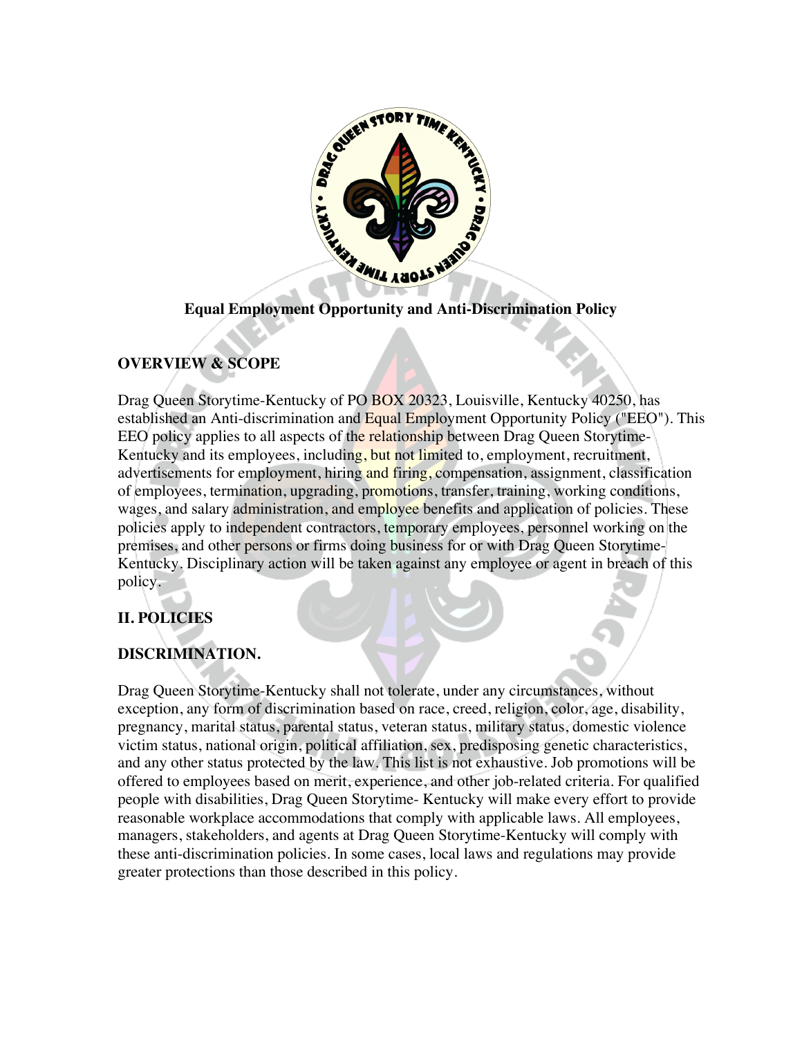## Equal Employment Opportunity and Anti-Discrimination Policy

### OVERVIEW & SCOPE

Drag Queen Storytime-Kentucky of PO BOX 20323, Louisville, Kentucky 40250, has established an Anti-discrimination and Equal Employment Opportunity Policy ("EEO"). This EEO policy applies to all aspects of the relationship between Drag Queen Storytime-Kentucky and its employees, including, but not limited to, employment, recruitment, advertisements for employment, hiring and firing, compensation, assignment, classification of employees, termination, upgrading, promotions, transfer, training, working conditions, wages, and salary administration, and employee benefits and application of policies. These policies apply to independent contractors, temporary employees, personnel working on the premises, and other persons or firms doing business for or with Drag Queen Storytime-Kentucky. Disciplinary action will be taken against any employee or agent in breach of this policy.

### II. POLICIES

### DISCRIMINATION.

Drag Queen Storytime-Kentucky shall not tolerate, under any circumstances, without exception, any form of discrimination based on race, creed, religion, color, age, disability, pregnancy, marital status, parental status, veteran status, military status, domestic violence victim status, national origin, political affiliation, sex, predisposing genetic characteristics, and any other status protected by the law. This list is not exhaustive. Job promotions will be offered to employees based on merit, experience, and other job-related criteria. For qualified people with disabilities, Drag Queen Storytime- Kentucky will make every effort to provide reasonable workplace accommodations that comply with applicable laws. All employees, managers, stakeholders, and agents at Drag Queen Storytime-Kentucky will comply with these anti-discrimination policies. In some cases, local laws and regulations may provide greater protections than those described in this policy.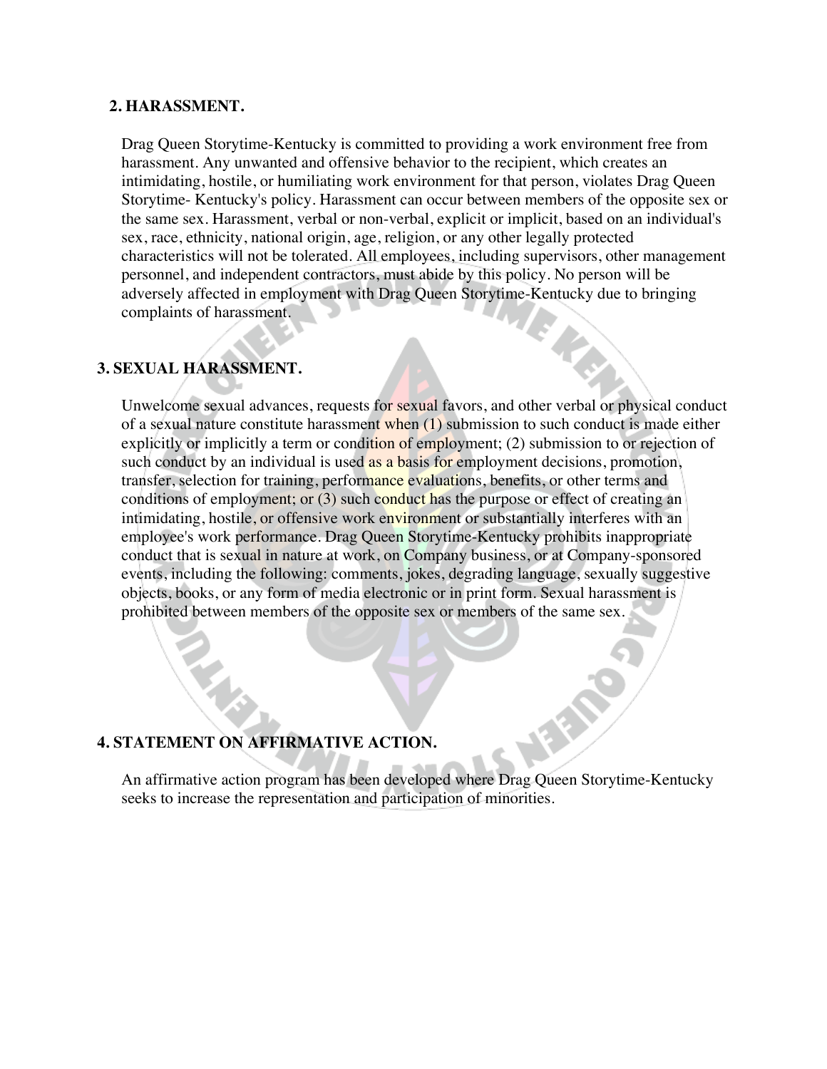## 2. HARASSMENT.

Drag Queen Storytime-Kentucky is committed to providing a work environment free from harassment. Any unwanted and offensive behavior to the recipient, which creates an intimidating, hostile, or humiliating work environment for that person, violates Drag Queen Storytime- Kentucky's policy. Harassment can occur between members of the opposite sex or the same sex. Harassment, verbal or non-verbal, explicit or implicit, based on an individual's sex, race, ethnicity, national origin, age, religion, or any other legally protected characteristics will not be tolerated. All employees, including supervisors, other management personnel, and independent contractors, must abide by this policy. No person will be adversely affected in employment with Drag Queen Storytime-Kentucky due to bringing complaints of harassment.

## 3. SEXUAL HARASSMENT.

Unwelcome sexual advances, requests for sexual favors, and other verbal or physical conduct of a sexual nature constitute harassment when (1) submission to such conduct is made either explicitly or implicitly a term or condition of employment; (2) submission to or rejection of such conduct by an individual is used as a basis for employment decisions, promotion, transfer, selection for training, performance evaluations, benefits, or other terms and conditions of employment; or (3) such conduct has the purpose or effect of creating an intimidating, hostile, or offensive work environment or substantially interferes with an employee's work performance. Drag Queen Storytime-Kentucky prohibits inappropriate conduct that is sexual in nature at work, on Company business, or at Company-sponsored events, including the following: comments, jokes, degrading language, sexually suggestive objects, books, or any form of media electronic or in print form. Sexual harassment is prohibited between members of the opposite sex or members of the same sex.

## 4. STATEMENT ON AFFIRMATIVE ACTION.

An affirmative action program has been developed where Drag Queen Storytime-Kentucky seeks to increase the representation and participation of minorities.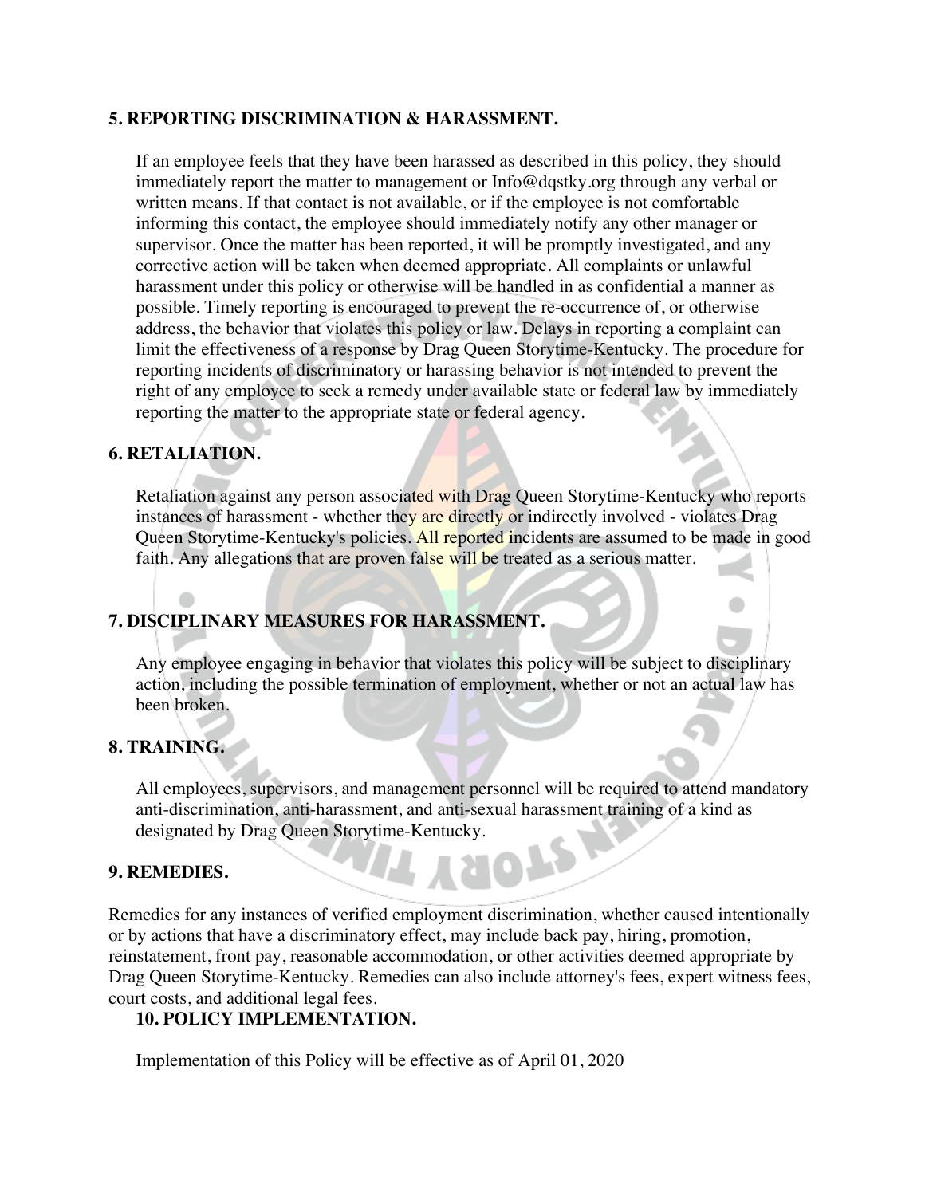## 5. REPORTING DISCRIMINATION & HARASSMENT.

If an employee feels that they have been harassed as described in this policy, they should immediately report the matter to management or Info@dqstky.org through any verbal or written means. If that contact is not available, or if the employee is not comfortable informing this contact, the employee should immediately notify any other manager or supervisor. Once the matter has been reported, it will be promptly investigated, and any corrective action will be taken when deemed appropriate. All complaints or unlawful harassment under this policy or otherwise will be handled in as confidential a manner as possible. Timely reporting is encouraged to prevent the re-occurrence of, or otherwise address, the behavior that violates this policy or law. Delays in reporting a complaint can limit the effectiveness of a response by Drag Queen Storytime-Kentucky. The procedure for reporting incidents of discriminatory or harassing behavior is not intended to prevent the right of any employee to seek a remedy under available state or federal law by immediately reporting the matter to the appropriate state or federal agency.

## 6. RETALIATION.

Retaliation against any person associated with Drag Queen Storytime-Kentucky who reports instances of harassment - whether they are directly or indirectly involved - violates Drag Queen Storytime-Kentucky's policies. All reported incidents are assumed to be made in good faith. Any allegations that are proven false will be treated as a serious matter.

## 7. DISCIPLINARY MEASURES FOR HARASSMENT.

Any employee engaging in behavior that violates this policy will be subject to disciplinary action, including the possible termination of employment, whether or not an actual law has been broken.

## 8. TRAINING.

All employees, supervisors, and management personnel will be required to attend mandatory anti-discrimination, anti-harassment, and anti-sexual harassment training of a kind as designated by Drag Queen Storytime-Kentucky.

## 9. REMEDIES.

Remedies for any instances of verified employment discrimination, whether caused intentionally or by actions that have a discriminatory effect, may include back pay, hiring, promotion, reinstatement, front pay, reasonable accommodation, or other activities deemed appropriate by Drag Queen Storytime-Kentucky. Remedies can also include attorney's fees, expert witness fees, court costs, and additional legal fees.

## 10. POLICY IMPLEMENTATION.

Implementation of this Policy will be effective as of April 01, 2020